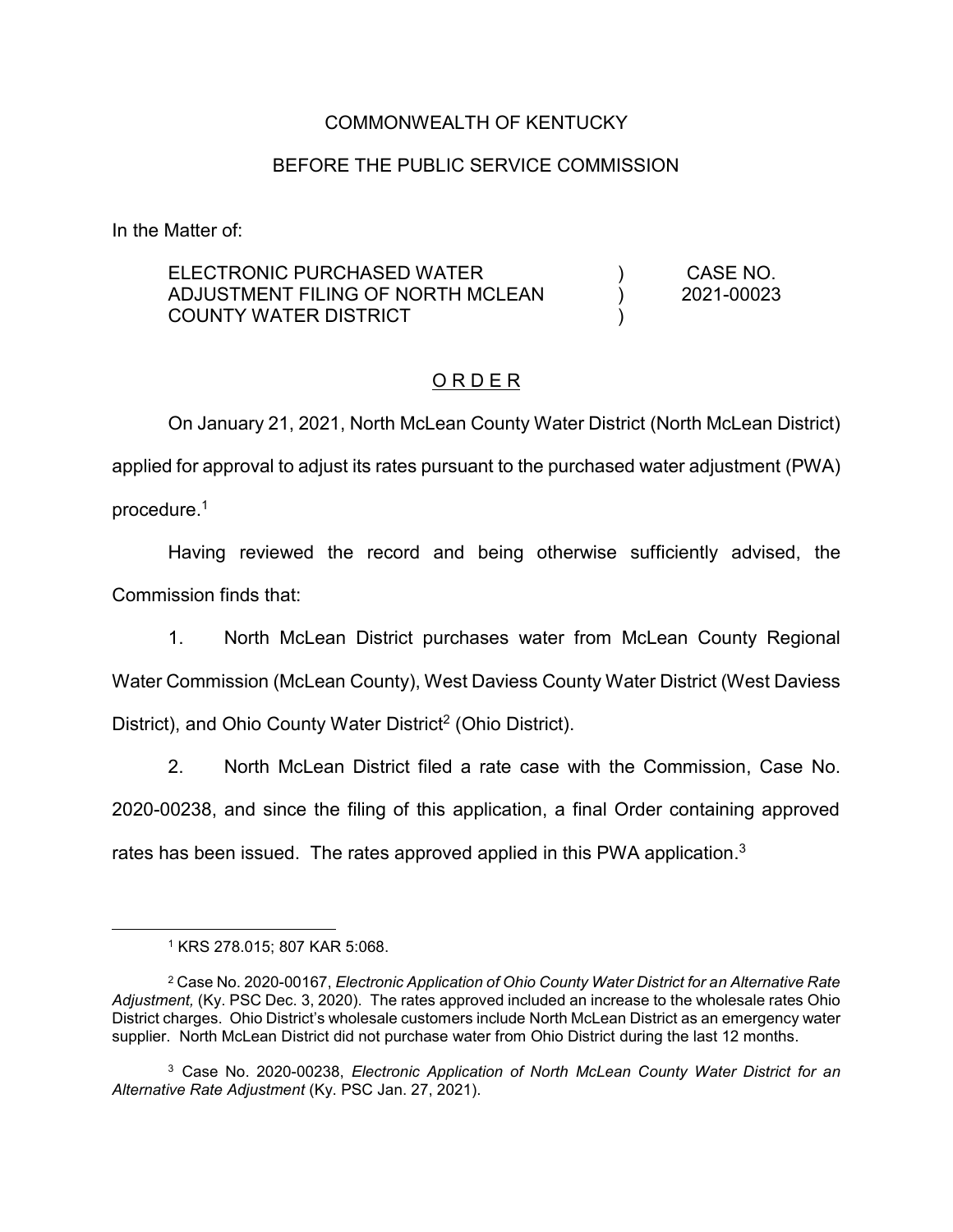COMMONWEALTH OF KENTUCKY

BEFORE THE PUBLIC SERVICE COMMISSION

In the Matter of:

| | | |
|---|---|---|
| ELECTRONIC PURCHASED WATER ADJUSTMENT FILING OF NORTH MCLEAN COUNTY WATER DISTRICT | ) ) ) | CASE NO. 2021-00023 |

## O R D E R

On January 21, 2021, North McLean County Water District (North McLean District) applied for approval to adjust its rates pursuant to the purchased water adjustment (PWA) procedure.[1]

Having reviewed the record and being otherwise sufficiently advised, the Commission finds that:

1. North McLean District purchases water from McLean County Regional Water Commission (McLean County), West Daviess County Water District (West Daviess District), and Ohio County Water District[2] (Ohio District).

2. North McLean District filed a rate case with the Commission, Case No. 2020-00238, and since the filing of this application, a final Order containing approved rates has been issued. The rates approved applied in this PWA application.[3]

---

[1] KRS 278.015; 807 KAR 5:068.

[2] Case No. 2020-00167, *Electronic Application of Ohio County Water District for an Alternative Rate Adjustment,* (Ky. PSC Dec. 3, 2020). The rates approved included an increase to the wholesale rates Ohio District charges. Ohio District's wholesale customers include North McLean District as an emergency water supplier. North McLean District did not purchase water from Ohio District during the last 12 months.

[3] Case No. 2020-00238, *Electronic Application of North McLean County Water District for an Alternative Rate Adjustment* (Ky. PSC Jan. 27, 2021).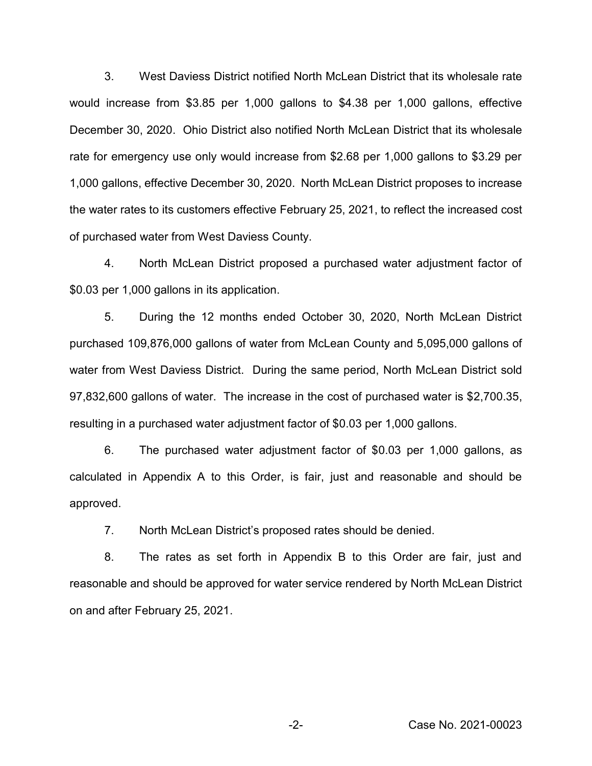3. West Daviess District notified North McLean District that its wholesale rate would increase from $3.85 per 1,000 gallons to $4.38 per 1,000 gallons, effective December 30, 2020. Ohio District also notified North McLean District that its wholesale rate for emergency use only would increase from $2.68 per 1,000 gallons to $3.29 per 1,000 gallons, effective December 30, 2020. North McLean District proposes to increase the water rates to its customers effective February 25, 2021, to reflect the increased cost of purchased water from West Daviess County.

4. North McLean District proposed a purchased water adjustment factor of $0.03 per 1,000 gallons in its application.

5. During the 12 months ended October 30, 2020, North McLean District purchased 109,876,000 gallons of water from McLean County and 5,095,000 gallons of water from West Daviess District. During the same period, North McLean District sold 97,832,600 gallons of water. The increase in the cost of purchased water is $2,700.35, resulting in a purchased water adjustment factor of $0.03 per 1,000 gallons.

6. The purchased water adjustment factor of $0.03 per 1,000 gallons, as calculated in Appendix A to this Order, is fair, just and reasonable and should be approved.

7. North McLean District's proposed rates should be denied.

8. The rates as set forth in Appendix B to this Order are fair, just and reasonable and should be approved for water service rendered by North McLean District on and after February 25, 2021.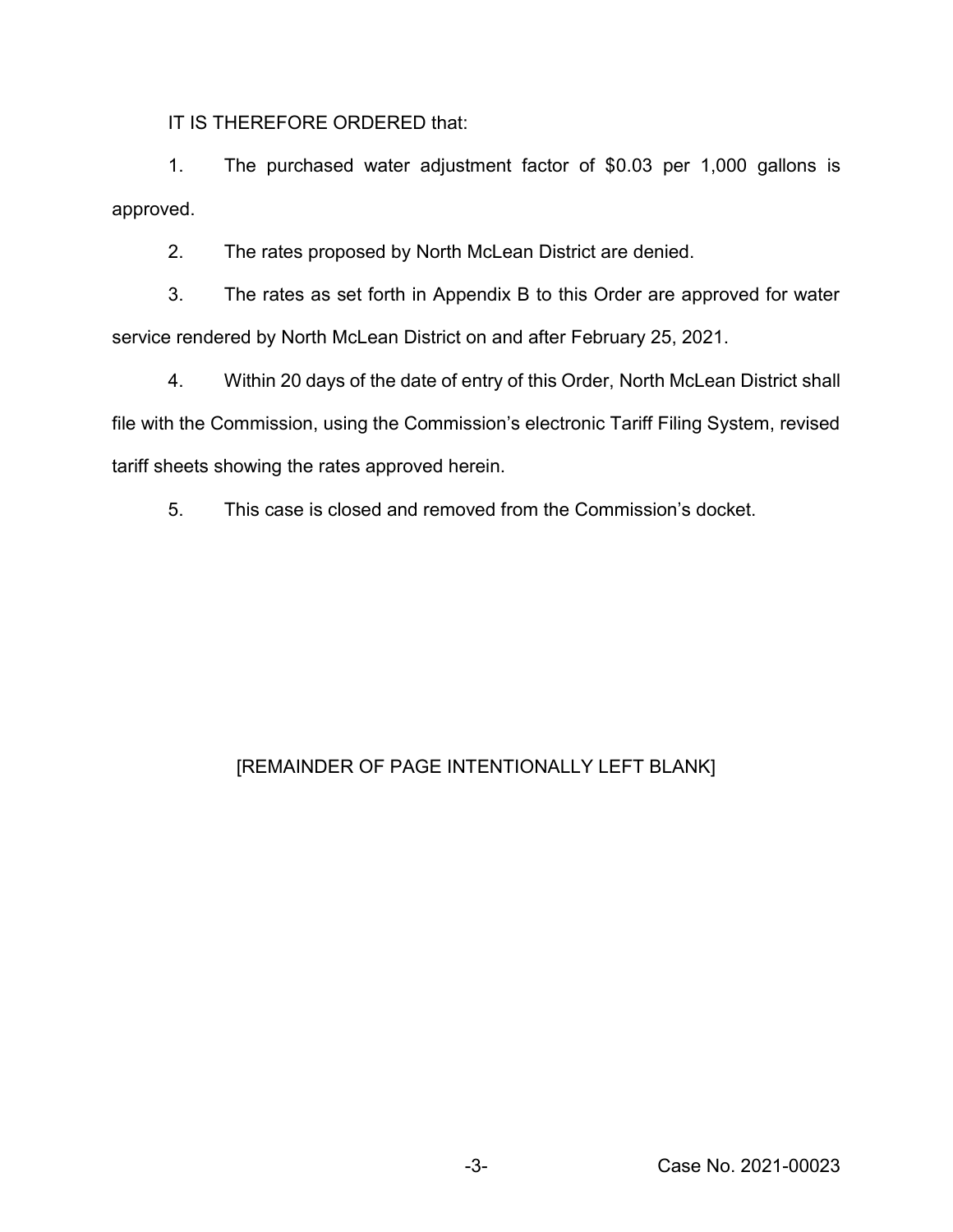IT IS THEREFORE ORDERED that:

1. The purchased water adjustment factor of $0.03 per 1,000 gallons is approved.

2. The rates proposed by North McLean District are denied.

3. The rates as set forth in Appendix B to this Order are approved for water service rendered by North McLean District on and after February 25, 2021.

4. Within 20 days of the date of entry of this Order, North McLean District shall file with the Commission, using the Commission's electronic Tariff Filing System, revised tariff sheets showing the rates approved herein.

5. This case is closed and removed from the Commission's docket.

[REMAINDER OF PAGE INTENTIONALLY LEFT BLANK]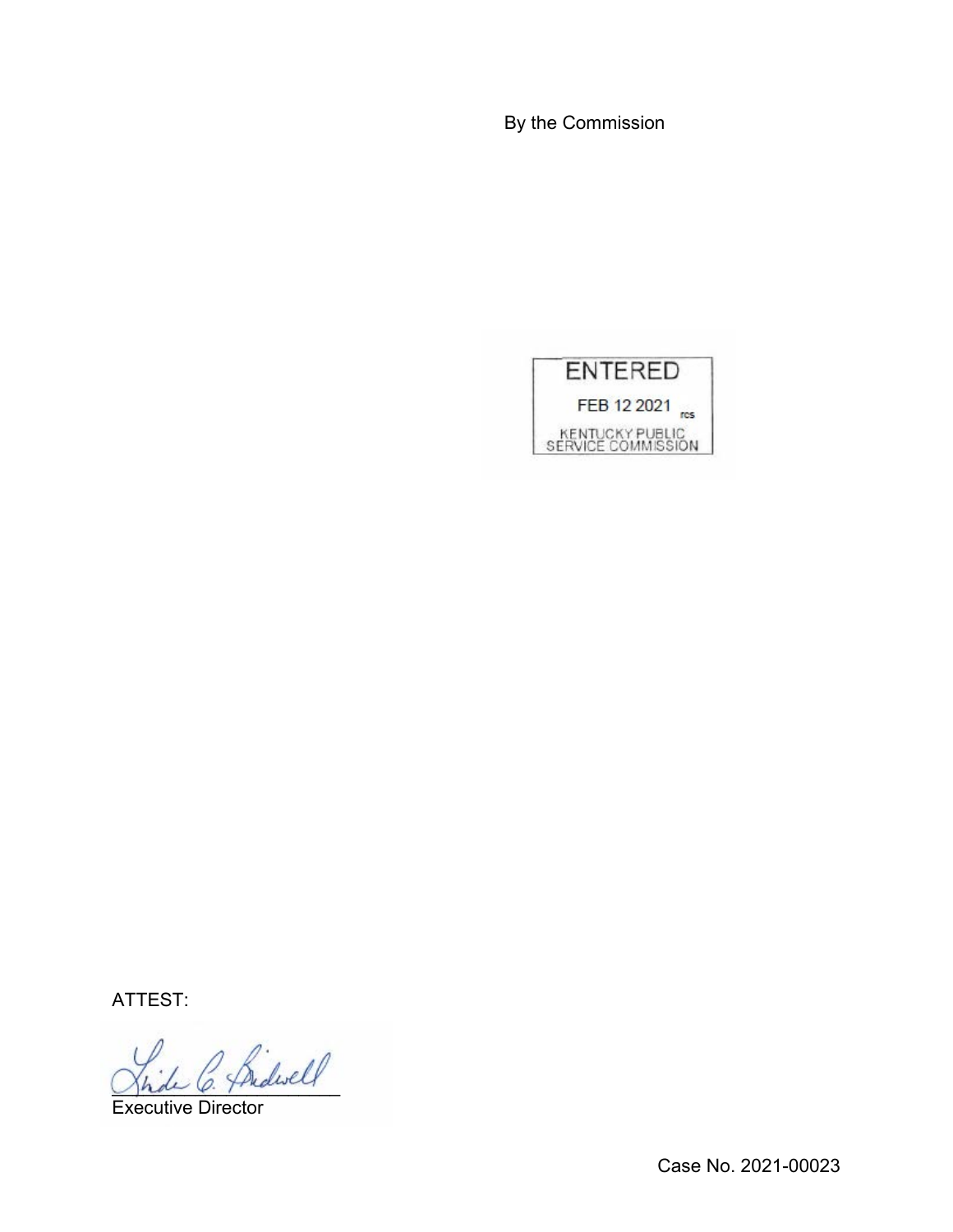By the Commission

ENTERED

FEB 12 2021

KENTUCKY PUBLIC SERVICE COMMISSION

ATTEST:

Executive Director

Case No. 2021-00023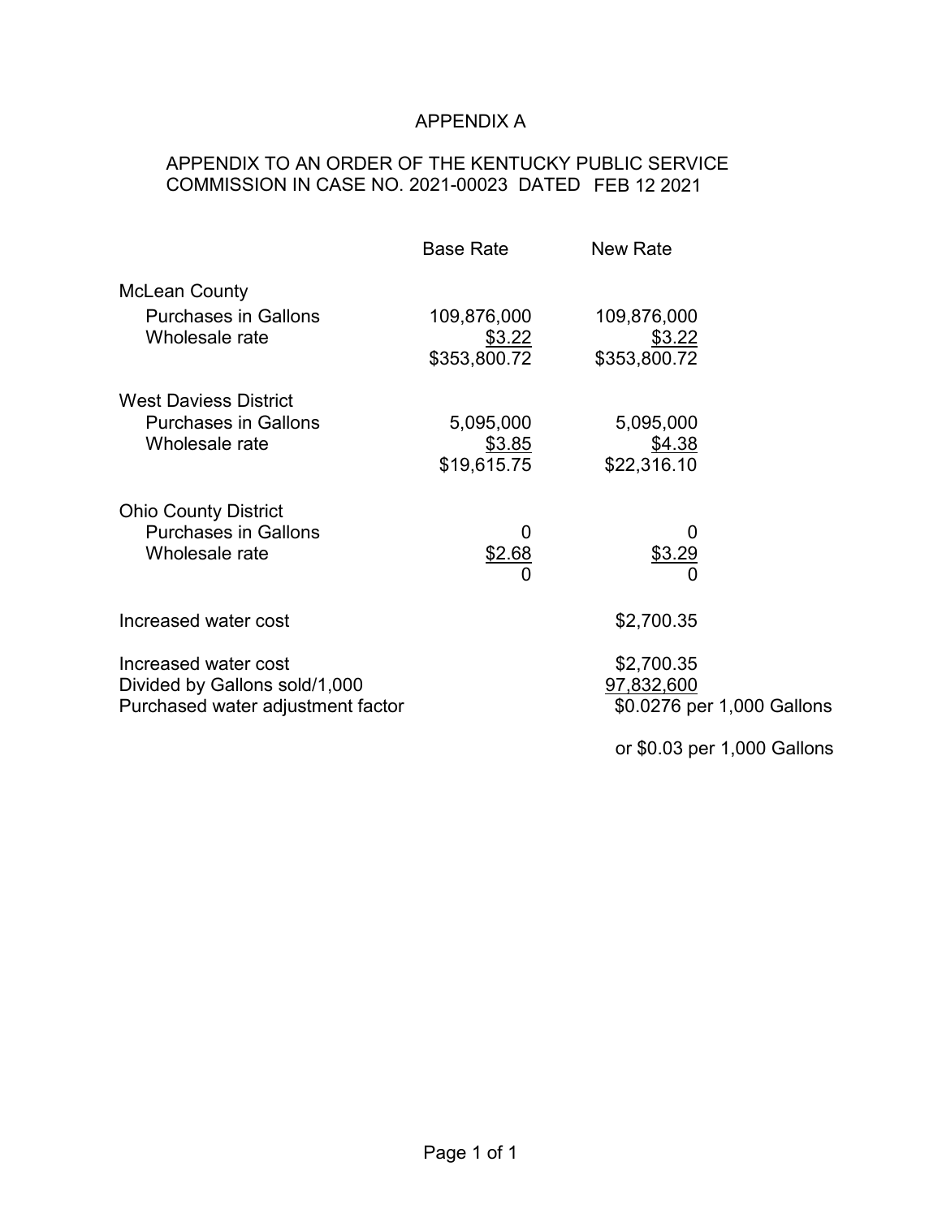# APPENDIX A

## APPENDIX TO AN ORDER OF THE KENTUCKY PUBLIC SERVICE COMMISSION IN CASE NO. 2021-00023 DATED FEB 12 2021

| | Base Rate | New Rate |
|---|---|---|
| **McLean County** | | |
| Purchases in Gallons | 109,876,000 | 109,876,000 |
| Wholesale rate | $3.22 | $3.22 |
| | $353,800.72 | $353,800.72 |
| **West Daviess District** | | |
| Purchases in Gallons | 5,095,000 | 5,095,000 |
| Wholesale rate | $3.85 | $4.38 |
| | $19,615.75 | $22,316.10 |
| **Ohio County District** | | |
| Purchases in Gallons | 0 | 0 |
| Wholesale rate | $2.68 | $3.29 |
| | 0 | 0 |
| Increased water cost | | $2,700.35 |
| Increased water cost | | $2,700.35 |
| Divided by Gallons sold/1,000 | | 97,832,600 |
| Purchased water adjustment factor | | $0.0276 per 1,000 Gallons |
| | | or $0.03 per 1,000 Gallons |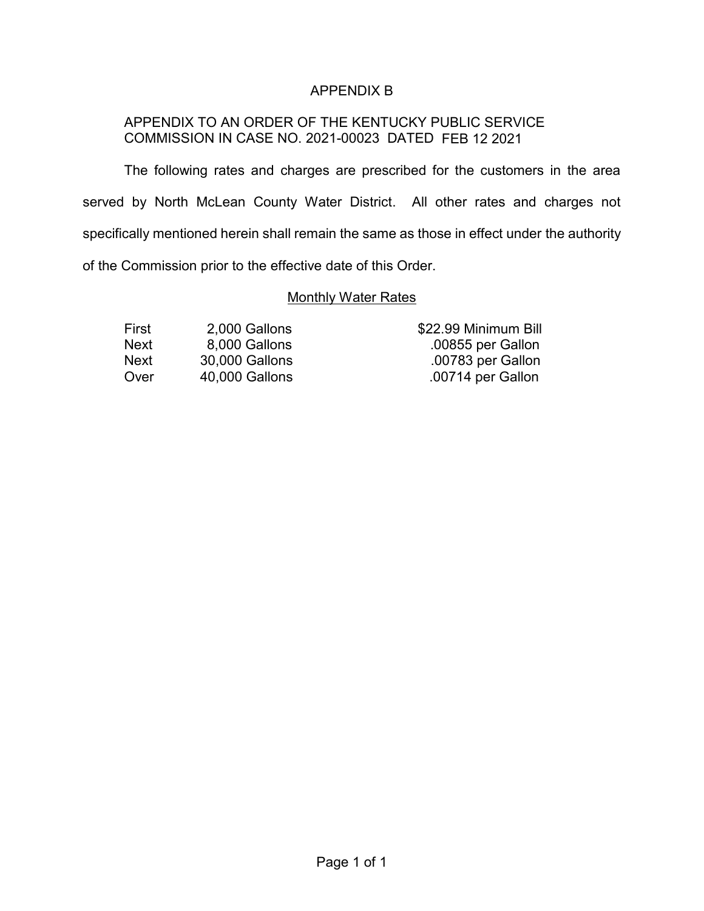# APPENDIX B

APPENDIX TO AN ORDER OF THE KENTUCKY PUBLIC SERVICE COMMISSION IN CASE NO. 2021-00023 DATED FEB 12 2021

The following rates and charges are prescribed for the customers in the area served by North McLean County Water District. All other rates and charges not specifically mentioned herein shall remain the same as those in effect under the authority of the Commission prior to the effective date of this Order.

## Monthly Water Rates

| | | |
|---|---|---|
| First | 2,000 Gallons | $22.99 Minimum Bill |
| Next | 8,000 Gallons | .00855 per Gallon |
| Next | 30,000 Gallons | .00783 per Gallon |
| Over | 40,000 Gallons | .00714 per Gallon |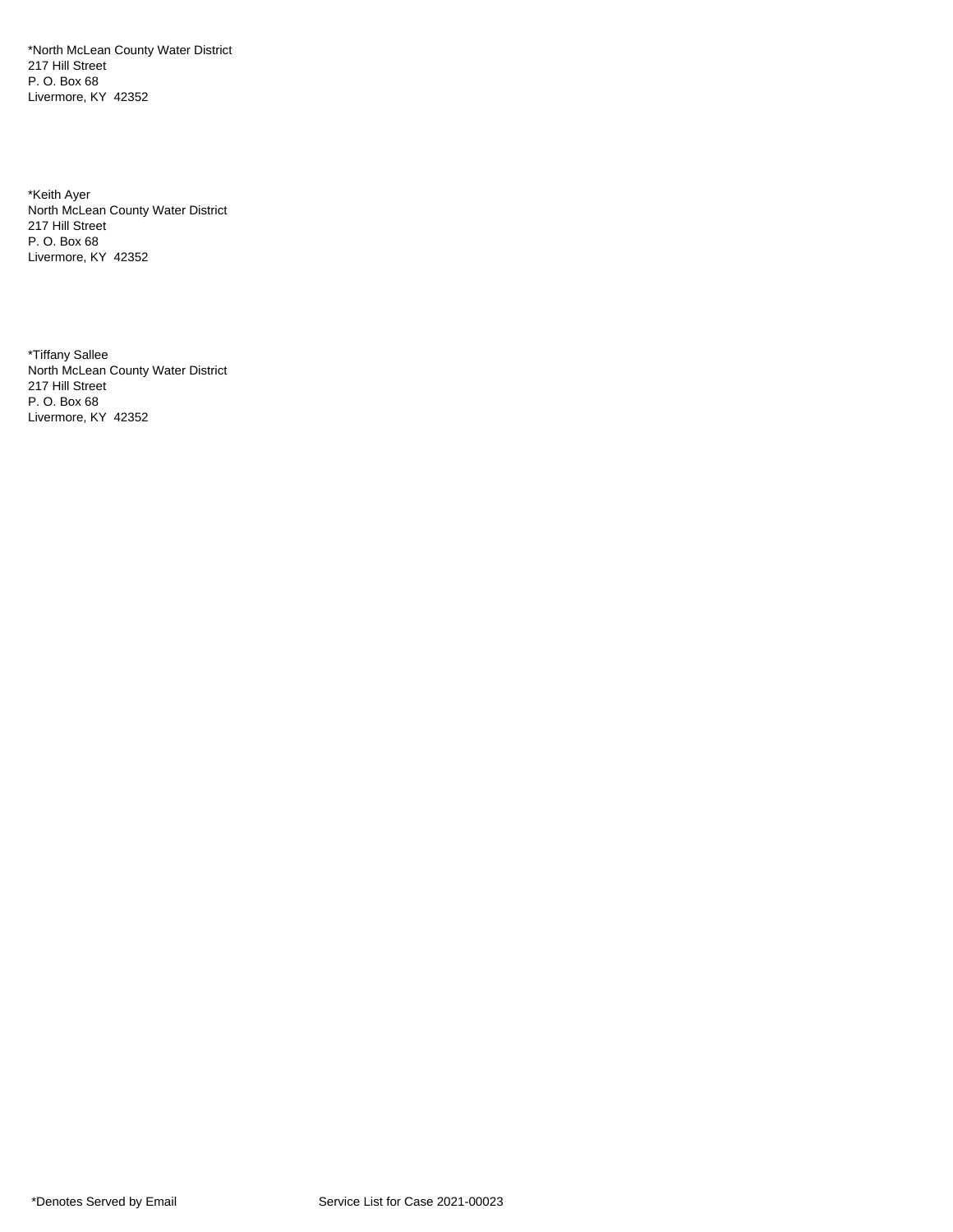*North McLean County Water District
217 Hill Street
P. O. Box 68
Livermore, KY  42352

*Keith Ayer
North McLean County Water District
217 Hill Street
P. O. Box 68
Livermore, KY  42352

*Tiffany Sallee
North McLean County Water District
217 Hill Street
P. O. Box 68
Livermore, KY  42352

*Denotes Served by Email

Service List for Case 2021-00023